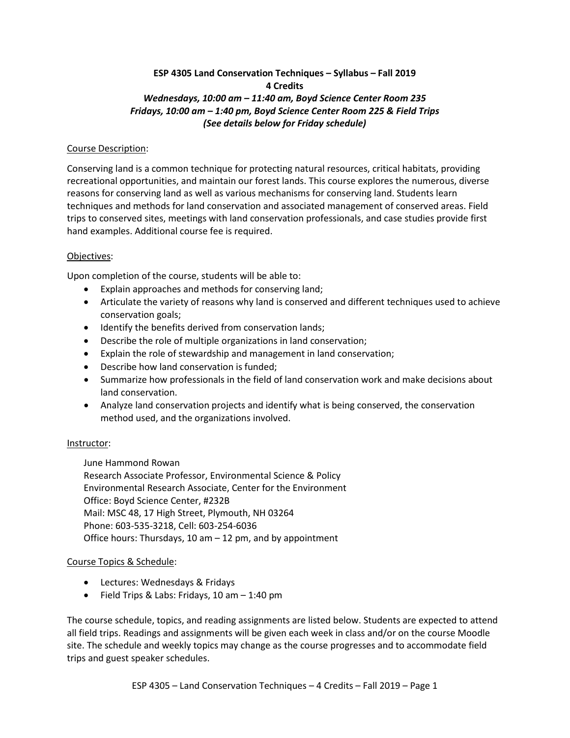# ESP 4305 Land Conservation Techniques – Syllabus – Fall 2019

**4 Credits**

***Wednesdays, 10:00 am – 11:40 am, Boyd Science Center Room 235***

***Fridays, 10:00 am – 1:40 pm, Boyd Science Center Room 225 & Field Trips***

***(See details below for Friday schedule)***

## Course Description:

Conserving land is a common technique for protecting natural resources, critical habitats, providing recreational opportunities, and maintain our forest lands. This course explores the numerous, diverse reasons for conserving land as well as various mechanisms for conserving land. Students learn techniques and methods for land conservation and associated management of conserved areas. Field trips to conserved sites, meetings with land conservation professionals, and case studies provide first hand examples. Additional course fee is required.

## Objectives:

Upon completion of the course, students will be able to:

- Explain approaches and methods for conserving land;
- Articulate the variety of reasons why land is conserved and different techniques used to achieve conservation goals;
- Identify the benefits derived from conservation lands;
- Describe the role of multiple organizations in land conservation;
- Explain the role of stewardship and management in land conservation;
- Describe how land conservation is funded;
- Summarize how professionals in the field of land conservation work and make decisions about land conservation.
- Analyze land conservation projects and identify what is being conserved, the conservation method used, and the organizations involved.

## Instructor:

June Hammond Rowan
Research Associate Professor, Environmental Science & Policy
Environmental Research Associate, Center for the Environment
Office: Boyd Science Center, #232B
Mail: MSC 48, 17 High Street, Plymouth, NH 03264
Phone: 603-535-3218, Cell: 603-254-6036
Office hours: Thursdays, 10 am – 12 pm, and by appointment

## Course Topics & Schedule:

- Lectures: Wednesdays & Fridays
- Field Trips & Labs: Fridays, 10 am – 1:40 pm

The course schedule, topics, and reading assignments are listed below. Students are expected to attend all field trips. Readings and assignments will be given each week in class and/or on the course Moodle site. The schedule and weekly topics may change as the course progresses and to accommodate field trips and guest speaker schedules.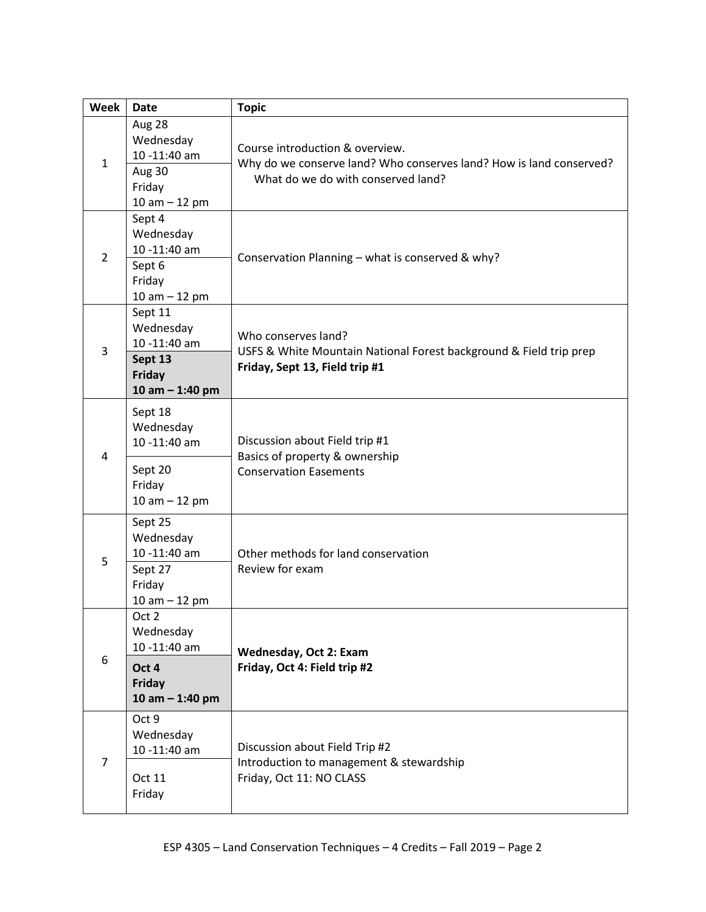| Week | Date | Topic |
|---|---|---|
| 1 | Aug 28<br>Wednesday<br>10 -11:40 am | Course introduction & overview.<br>Why do we conserve land? Who conserves land? How is land conserved? What do we do with conserved land? |
| | Aug 30<br>Friday<br>10 am – 12 pm | |
| 2 | Sept 4<br>Wednesday<br>10 -11:40 am | Conservation Planning – what is conserved & why? |
| | Sept 6<br>Friday<br>10 am – 12 pm | |
| 3 | Sept 11<br>Wednesday<br>10 -11:40 am | Who conserves land?<br>USFS & White Mountain National Forest background & Field trip prep<br>**Friday, Sept 13, Field trip #1** |
| | **Sept 13<br>Friday<br>10 am – 1:40 pm** | |
| 4 | Sept 18<br>Wednesday<br>10 -11:40 am | Discussion about Field trip #1<br>Basics of property & ownership<br>Conservation Easements |
| | Sept 20<br>Friday<br>10 am – 12 pm | |
| 5 | Sept 25<br>Wednesday<br>10 -11:40 am | Other methods for land conservation<br>Review for exam |
| | Sept 27<br>Friday<br>10 am – 12 pm | |
| 6 | Oct 2<br>Wednesday<br>10 -11:40 am | **Wednesday, Oct 2: Exam**<br>**Friday, Oct 4: Field trip #2** |
| | **Oct 4<br>Friday<br>10 am – 1:40 pm** | |
| 7 | Oct 9<br>Wednesday<br>10 -11:40 am | Discussion about Field Trip #2<br>Introduction to management & stewardship<br>Friday, Oct 11: NO CLASS |
| | Oct 11<br>Friday | |

ESP 4305 – Land Conservation Techniques – 4 Credits – Fall 2019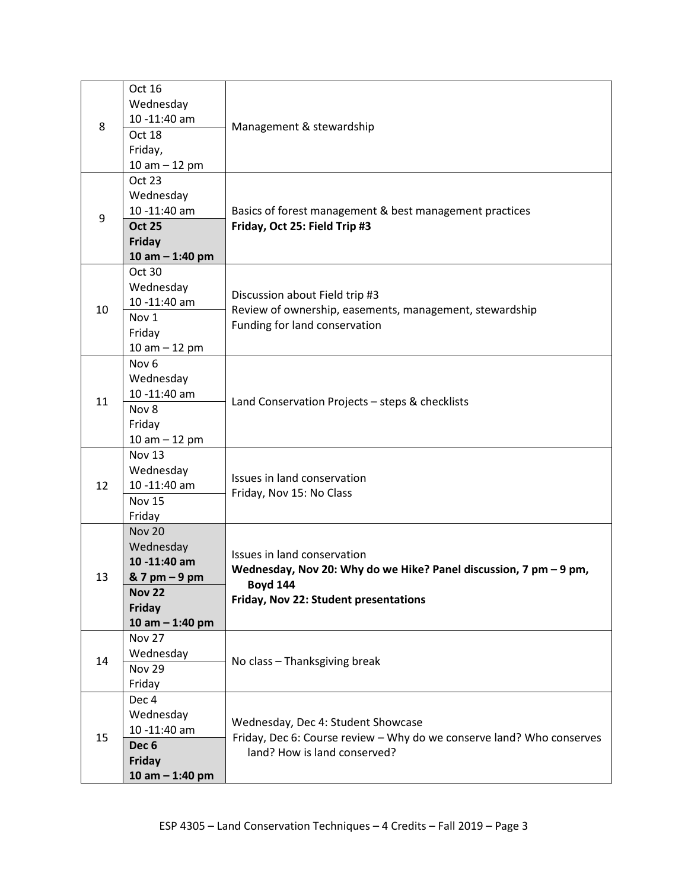| Week | Date | Topic |
|---|---|---|
| 8 | Oct 16 Wednesday 10 -11:40 am<br>Oct 18 Friday, 10 am – 12 pm | Management & stewardship |
| 9 | Oct 23 Wednesday 10 -11:40 am<br>**Oct 25 Friday 10 am – 1:40 pm** | Basics of forest management & best management practices<br>**Friday, Oct 25: Field Trip #3** |
| 10 | Oct 30 Wednesday 10 -11:40 am<br>Nov 1 Friday 10 am – 12 pm | Discussion about Field trip #3<br>Review of ownership, easements, management, stewardship<br>Funding for land conservation |
| 11 | Nov 6 Wednesday 10 -11:40 am<br>Nov 8 Friday 10 am – 12 pm | Land Conservation Projects – steps & checklists |
| 12 | Nov 13 Wednesday 10 -11:40 am<br>Nov 15 Friday | Issues in land conservation<br>Friday, Nov 15: No Class |
| 13 | **Nov 20 Wednesday 10 -11:40 am & 7 pm – 9 pm**<br>**Nov 22 Friday 10 am – 1:40 pm** | Issues in land conservation<br>**Wednesday, Nov 20: Why do we Hike? Panel discussion, 7 pm – 9 pm, Boyd 144**<br>**Friday, Nov 22: Student presentations** |
| 14 | Nov 27 Wednesday<br>Nov 29 Friday | No class – Thanksgiving break |
| 15 | Dec 4 Wednesday 10 -11:40 am<br>**Dec 6 Friday 10 am – 1:40 pm** | Wednesday, Dec 4: Student Showcase<br>Friday, Dec 6: Course review – Why do we conserve land? Who conserves land? How is land conserved? |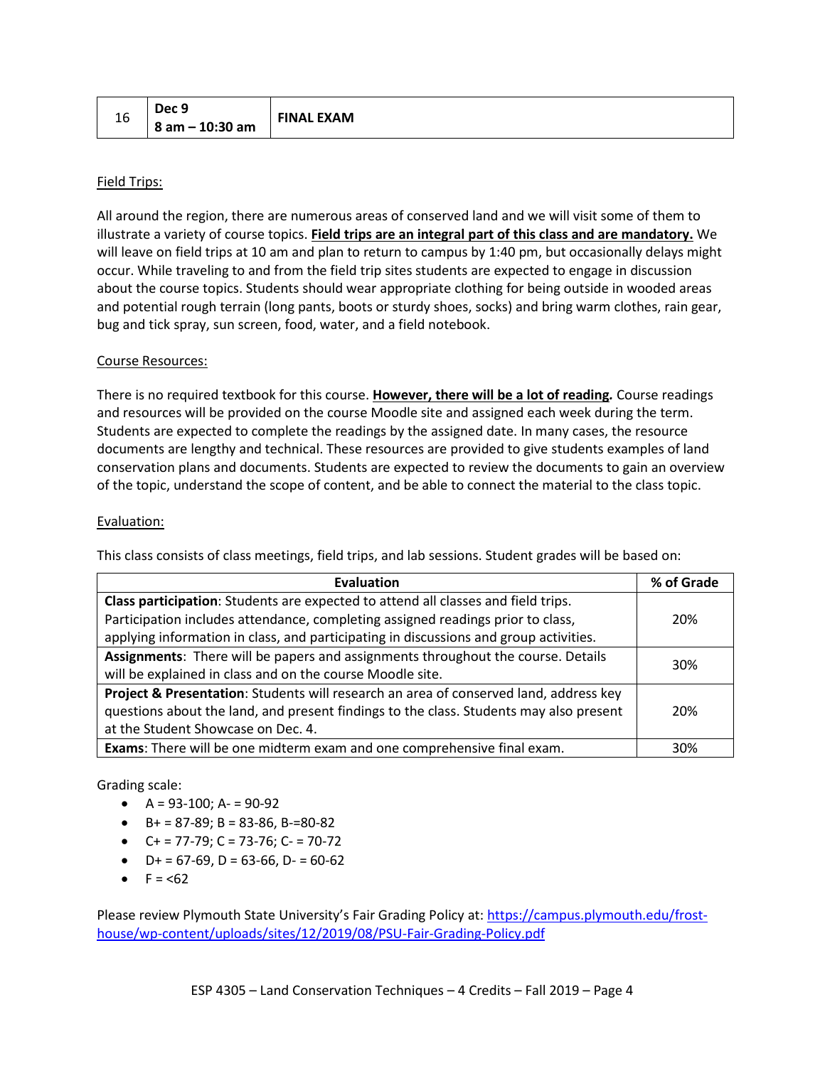| 16 | Dec 9<br>8 am – 10:30 am | FINAL EXAM |
|---|---|---|

Field Trips:

All around the region, there are numerous areas of conserved land and we will visit some of them to illustrate a variety of course topics. **Field trips are an integral part of this class and are mandatory.** We will leave on field trips at 10 am and plan to return to campus by 1:40 pm, but occasionally delays might occur. While traveling to and from the field trip sites students are expected to engage in discussion about the course topics. Students should wear appropriate clothing for being outside in wooded areas and potential rough terrain (long pants, boots or sturdy shoes, socks) and bring warm clothes, rain gear, bug and tick spray, sun screen, food, water, and a field notebook.

Course Resources:

There is no required textbook for this course. **However, there will be a lot of reading.** Course readings and resources will be provided on the course Moodle site and assigned each week during the term. Students are expected to complete the readings by the assigned date. In many cases, the resource documents are lengthy and technical. These resources are provided to give students examples of land conservation plans and documents. Students are expected to review the documents to gain an overview of the topic, understand the scope of content, and be able to connect the material to the class topic.

Evaluation:

This class consists of class meetings, field trips, and lab sessions. Student grades will be based on:

| Evaluation | % of Grade |
|---|---|
| **Class participation**: Students are expected to attend all classes and field trips. Participation includes attendance, completing assigned readings prior to class, applying information in class, and participating in discussions and group activities. | 20% |
| **Assignments**: There will be papers and assignments throughout the course. Details will be explained in class and on the course Moodle site. | 30% |
| **Project & Presentation**: Students will research an area of conserved land, address key questions about the land, and present findings to the class. Students may also present at the Student Showcase on Dec. 4. | 20% |
| **Exams**: There will be one midterm exam and one comprehensive final exam. | 30% |

Grading scale:

- A = 93-100; A- = 90-92
- B+ = 87-89; B = 83-86, B-=80-82
- C+ = 77-79; C = 73-76; C- = 70-72
- D+ = 67-69, D = 63-66, D- = 60-62
- F = <62

Please review Plymouth State University's Fair Grading Policy at: https://campus.plymouth.edu/frost-house/wp-content/uploads/sites/12/2019/08/PSU-Fair-Grading-Policy.pdf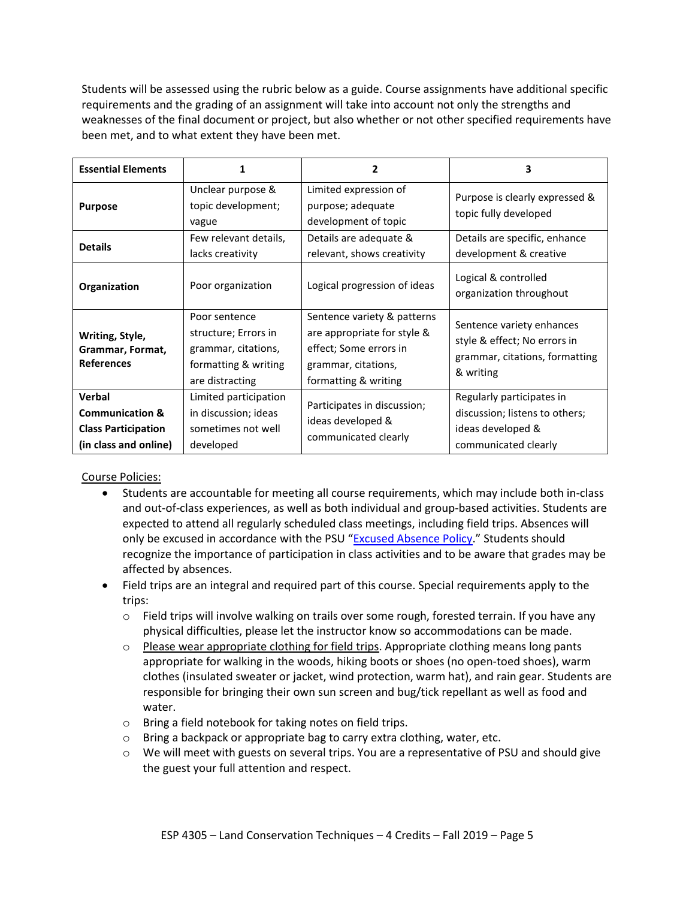Students will be assessed using the rubric below as a guide. Course assignments have additional specific requirements and the grading of an assignment will take into account not only the strengths and weaknesses of the final document or project, but also whether or not other specified requirements have been met, and to what extent they have been met.

| Essential Elements | 1 | 2 | 3 |
|---|---|---|---|
| **Purpose** | Unclear purpose & topic development; vague | Limited expression of purpose; adequate development of topic | Purpose is clearly expressed & topic fully developed |
| **Details** | Few relevant details, lacks creativity | Details are adequate & relevant, shows creativity | Details are specific, enhance development & creative |
| **Organization** | Poor organization | Logical progression of ideas | Logical & controlled organization throughout |
| **Writing, Style, Grammar, Format, References** | Poor sentence structure; Errors in grammar, citations, formatting & writing are distracting | Sentence variety & patterns are appropriate for style & effect; Some errors in grammar, citations, formatting & writing | Sentence variety enhances style & effect; No errors in grammar, citations, formatting & writing |
| **Verbal Communication & Class Participation (in class and online)** | Limited participation in discussion; ideas sometimes not well developed | Participates in discussion; ideas developed & communicated clearly | Regularly participates in discussion; listens to others; ideas developed & communicated clearly |

Course Policies:

- Students are accountable for meeting all course requirements, which may include both in-class and out-of-class experiences, as well as both individual and group-based activities. Students are expected to attend all regularly scheduled class meetings, including field trips. Absences will only be excused in accordance with the PSU "Excused Absence Policy." Students should recognize the importance of participation in class activities and to be aware that grades may be affected by absences.
- Field trips are an integral and required part of this course. Special requirements apply to the trips:
  - Field trips will involve walking on trails over some rough, forested terrain. If you have any physical difficulties, please let the instructor know so accommodations can be made.
  - Please wear appropriate clothing for field trips. Appropriate clothing means long pants appropriate for walking in the woods, hiking boots or shoes (no open-toed shoes), warm clothes (insulated sweater or jacket, wind protection, warm hat), and rain gear. Students are responsible for bringing their own sun screen and bug/tick repellant as well as food and water.
  - Bring a field notebook for taking notes on field trips.
  - Bring a backpack or appropriate bag to carry extra clothing, water, etc.
  - We will meet with guests on several trips. You are a representative of PSU and should give the guest your full attention and respect.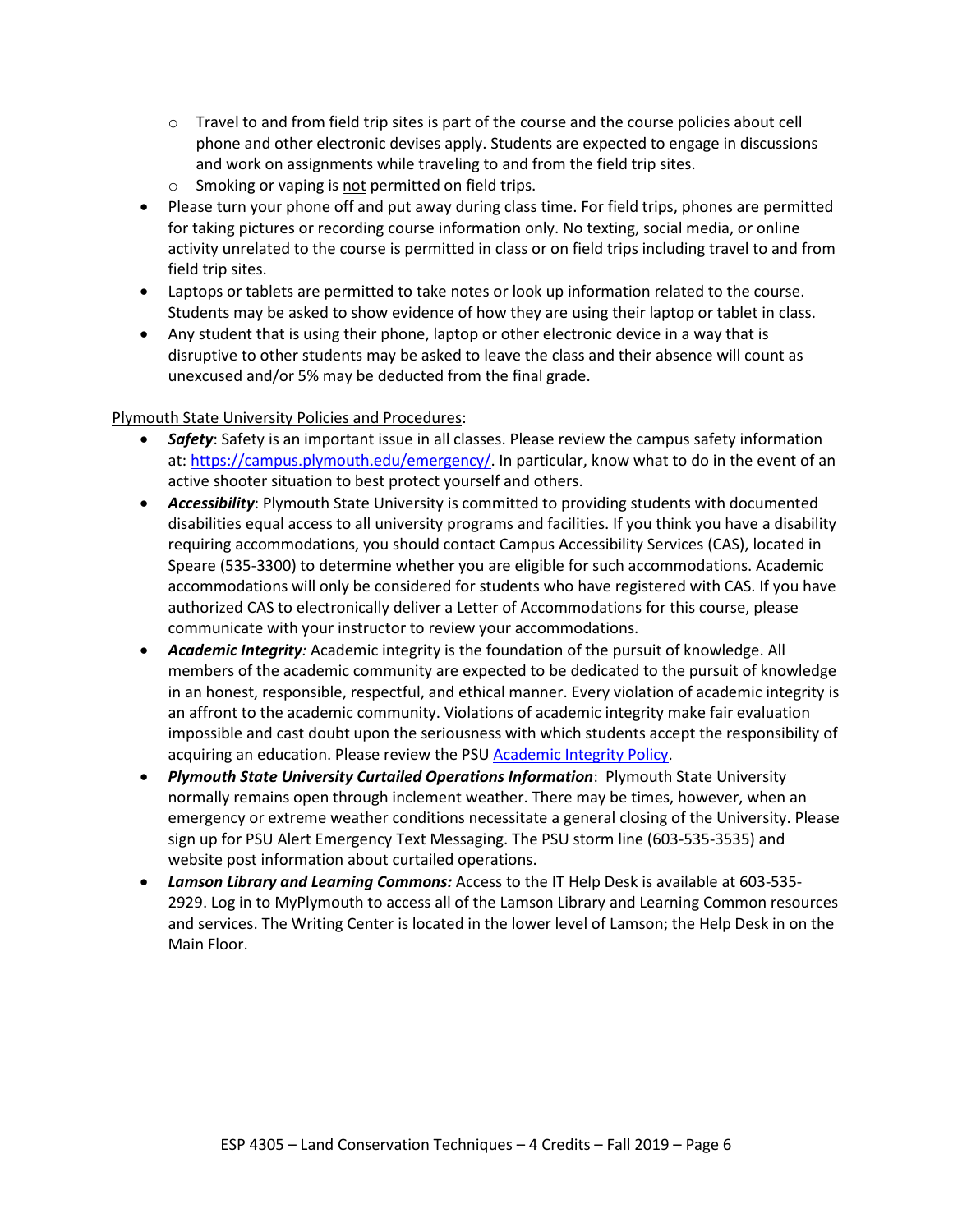- Travel to and from field trip sites is part of the course and the course policies about cell phone and other electronic devises apply. Students are expected to engage in discussions and work on assignments while traveling to and from the field trip sites.
  - Smoking or vaping is not permitted on field trips.
- Please turn your phone off and put away during class time. For field trips, phones are permitted for taking pictures or recording course information only. No texting, social media, or online activity unrelated to the course is permitted in class or on field trips including travel to and from field trip sites.
- Laptops or tablets are permitted to take notes or look up information related to the course. Students may be asked to show evidence of how they are using their laptop or tablet in class.
- Any student that is using their phone, laptop or other electronic device in a way that is disruptive to other students may be asked to leave the class and their absence will count as unexcused and/or 5% may be deducted from the final grade.

Plymouth State University Policies and Procedures:

- ***Safety***: Safety is an important issue in all classes. Please review the campus safety information at: https://campus.plymouth.edu/emergency/. In particular, know what to do in the event of an active shooter situation to best protect yourself and others.
- ***Accessibility***: Plymouth State University is committed to providing students with documented disabilities equal access to all university programs and facilities. If you think you have a disability requiring accommodations, you should contact Campus Accessibility Services (CAS), located in Speare (535-3300) to determine whether you are eligible for such accommodations. Academic accommodations will only be considered for students who have registered with CAS. If you have authorized CAS to electronically deliver a Letter of Accommodations for this course, please communicate with your instructor to review your accommodations.
- ***Academic Integrity:*** Academic integrity is the foundation of the pursuit of knowledge. All members of the academic community are expected to be dedicated to the pursuit of knowledge in an honest, responsible, respectful, and ethical manner. Every violation of academic integrity is an affront to the academic community. Violations of academic integrity make fair evaluation impossible and cast doubt upon the seriousness with which students accept the responsibility of acquiring an education. Please review the PSU Academic Integrity Policy.
- ***Plymouth State University Curtailed Operations Information***: Plymouth State University normally remains open through inclement weather. There may be times, however, when an emergency or extreme weather conditions necessitate a general closing of the University. Please sign up for PSU Alert Emergency Text Messaging. The PSU storm line (603-535-3535) and website post information about curtailed operations.
- ***Lamson Library and Learning Commons:*** Access to the IT Help Desk is available at 603-535-2929. Log in to MyPlymouth to access all of the Lamson Library and Learning Common resources and services. The Writing Center is located in the lower level of Lamson; the Help Desk in on the Main Floor.